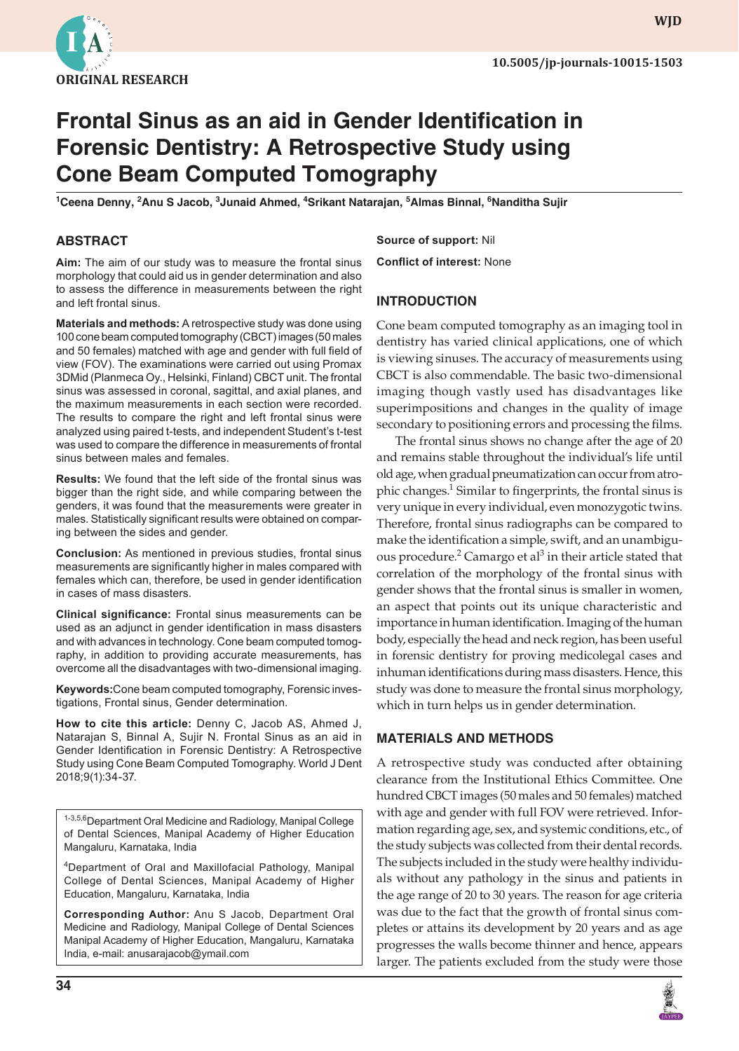ORIGINAL RESEARCH

10.5005/jp-journals-10015-1503

# Frontal Sinus as an aid in Gender Identification in Forensic Dentistry: A Retrospective Study using Cone Beam Computed Tomography

[1]Ceena Denny, [2]Anu S Jacob, [3]Junaid Ahmed, [4]Srikant Natarajan, [5]Almas Binnal, [6]Nanditha Sujir

## ABSTRACT

**Aim:** The aim of our study was to measure the frontal sinus morphology that could aid us in gender determination and also to assess the difference in measurements between the right and left frontal sinus.

**Materials and methods:** A retrospective study was done using 100 cone beam computed tomography (CBCT) images (50 males and 50 females) matched with age and gender with full field of view (FOV). The examinations were carried out using Promax 3DMid (Planmeca Oy., Helsinki, Finland) CBCT unit. The frontal sinus was assessed in coronal, sagittal, and axial planes, and the maximum measurements in each section were recorded. The results to compare the right and left frontal sinus were analyzed using paired t-tests, and independent Student's t-test was used to compare the difference in measurements of frontal sinus between males and females.

**Results:** We found that the left side of the frontal sinus was bigger than the right side, and while comparing between the genders, it was found that the measurements were greater in males. Statistically significant results were obtained on comparing between the sides and gender.

**Conclusion:** As mentioned in previous studies, frontal sinus measurements are significantly higher in males compared with females which can, therefore, be used in gender identification in cases of mass disasters.

**Clinical significance:** Frontal sinus measurements can be used as an adjunct in gender identification in mass disasters and with advances in technology. Cone beam computed tomography, in addition to providing accurate measurements, has overcome all the disadvantages with two-dimensional imaging.

**Keywords:** Cone beam computed tomography, Forensic investigations, Frontal sinus, Gender determination.

**How to cite this article:** Denny C, Jacob AS, Ahmed J, Natarajan S, Binnal A, Sujir N. Frontal Sinus as an aid in Gender Identification in Forensic Dentistry: A Retrospective Study using Cone Beam Computed Tomography. World J Dent 2018;9(1):34-37.

[1-3,5,6]Department Oral Medicine and Radiology, Manipal College of Dental Sciences, Manipal Academy of Higher Education Mangaluru, Karnataka, India

[4]Department of Oral and Maxillofacial Pathology, Manipal College of Dental Sciences, Manipal Academy of Higher Education, Mangaluru, Karnataka, India

**Corresponding Author:** Anu S Jacob, Department Oral Medicine and Radiology, Manipal College of Dental Sciences Manipal Academy of Higher Education, Mangaluru, Karnataka India, e-mail: anusarajacob@ymail.com

**Source of support:** Nil

**Conflict of interest:** None

## INTRODUCTION

Cone beam computed tomography as an imaging tool in dentistry has varied clinical applications, one of which is viewing sinuses. The accuracy of measurements using CBCT is also commendable. The basic two-dimensional imaging though vastly used has disadvantages like superimpositions and changes in the quality of image secondary to positioning errors and processing the films.

The frontal sinus shows no change after the age of 20 and remains stable throughout the individual's life until old age, when gradual pneumatization can occur from atrophic changes.[1] Similar to fingerprints, the frontal sinus is very unique in every individual, even monozygotic twins. Therefore, frontal sinus radiographs can be compared to make the identification a simple, swift, and an unambiguous procedure.[2] Camargo et al[3] in their article stated that correlation of the morphology of the frontal sinus with gender shows that the frontal sinus is smaller in women, an aspect that points out its unique characteristic and importance in human identification. Imaging of the human body, especially the head and neck region, has been useful in forensic dentistry for proving medicolegal cases and inhuman identifications during mass disasters. Hence, this study was done to measure the frontal sinus morphology, which in turn helps us in gender determination.

## MATERIALS AND METHODS

A retrospective study was conducted after obtaining clearance from the Institutional Ethics Committee. One hundred CBCT images (50 males and 50 females) matched with age and gender with full FOV were retrieved. Information regarding age, sex, and systemic conditions, etc., of the study subjects was collected from their dental records. The subjects included in the study were healthy individuals without any pathology in the sinus and patients in the age range of 20 to 30 years. The reason for age criteria was due to the fact that the growth of frontal sinus completes or attains its development by 20 years and as age progresses the walls become thinner and hence, appears larger. The patients excluded from the study were those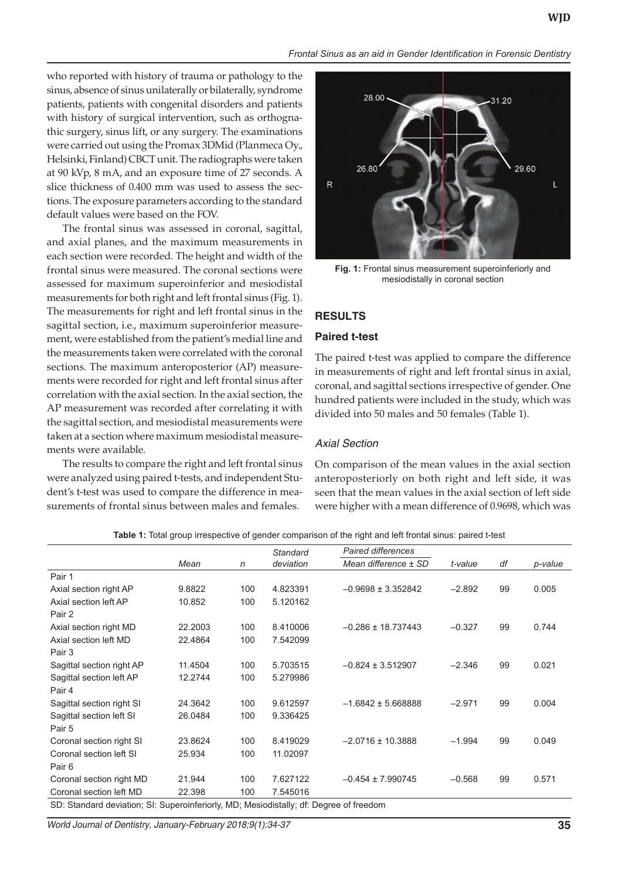who reported with history of trauma or pathology to the sinus, absence of sinus unilaterally or bilaterally, syndrome patients, patients with congenital disorders and patients with history of surgical intervention, such as orthognathic surgery, sinus lift, or any surgery. The examinations were carried out using the Promax 3DMid (Planmeca Oy., Helsinki, Finland) CBCT unit. The radiographs were taken at 90 kVp, 8 mA, and an exposure time of 27 seconds. A slice thickness of 0.400 mm was used to assess the sections. The exposure parameters according to the standard default values were based on the FOV.

The frontal sinus was assessed in coronal, sagittal, and axial planes, and the maximum measurements in each section were recorded. The height and width of the frontal sinus were measured. The coronal sections were assessed for maximum superoinferior and mesiodistal measurements for both right and left frontal sinus (Fig. 1). The measurements for right and left frontal sinus in the sagittal section, i.e., maximum superoinferior measurement, were established from the patient's medial line and the measurements taken were correlated with the coronal sections. The maximum anteroposterior (AP) measurements were recorded for right and left frontal sinus after correlation with the axial section. In the axial section, the AP measurement was recorded after correlating it with the sagittal section, and mesiodistal measurements were taken at a section where maximum mesiodistal measurements were available.

The results to compare the right and left frontal sinus were analyzed using paired t-tests, and independent Student's t-test was used to compare the difference in measurements of frontal sinus between males and females.

**Fig. 1:** Frontal sinus measurement superoinferiorly and mesiodistally in coronal section

## RESULTS

### Paired t-test

The paired t-test was applied to compare the difference in measurements of right and left frontal sinus in axial, coronal, and sagittal sections irrespective of gender. One hundred patients were included in the study, which was divided into 50 males and 50 females (Table 1).

### *Axial Section*

On comparison of the mean values in the axial section anteroposteriorly on both right and left side, it was seen that the mean values in the axial section of left side were higher with a mean difference of 0.9698, which was

**Table 1:** Total group irrespective of gender comparison of the right and left frontal sinus: paired t-test

| | *Mean* | *n* | *Standard deviation* | *Paired differences* *Mean difference ± SD* | *t-value* | *df* | *p-value* |
|---|---|---|---|---|---|---|---|
| Pair 1 | | | | | | | |
| Axial section right AP | 9.8822 | 100 | 4.823391 | –0.9698 ± 3.352842 | –2.892 | 99 | 0.005 |
| Axial section left AP | 10.852 | 100 | 5.120162 | | | | |
| Pair 2 | | | | | | | |
| Axial section right MD | 22.2003 | 100 | 8.410006 | –0.286 ± 18.737443 | –0.327 | 99 | 0.744 |
| Axial section left MD | 22.4864 | 100 | 7.542099 | | | | |
| Pair 3 | | | | | | | |
| Sagittal section right AP | 11.4504 | 100 | 5.703515 | –0.824 ± 3.512907 | –2.346 | 99 | 0.021 |
| Sagittal section left AP | 12.2744 | 100 | 5.279986 | | | | |
| Pair 4 | | | | | | | |
| Sagittal section right SI | 24.3642 | 100 | 9.612597 | –1.6842 ± 5.668888 | –2.971 | 99 | 0.004 |
| Sagittal section left SI | 26.0484 | 100 | 9.336425 | | | | |
| Pair 5 | | | | | | | |
| Coronal section right SI | 23.8624 | 100 | 8.419029 | –2.0716 ± 10.3888 | –1.994 | 99 | 0.049 |
| Coronal section left SI | 25.934 | 100 | 11.02097 | | | | |
| Pair 6 | | | | | | | |
| Coronal section right MD | 21.944 | 100 | 7.627122 | –0.454 ± 7.990745 | –0.568 | 99 | 0.571 |
| Coronal section left MD | 22.398 | 100 | 7.545016 | | | | |

SD: Standard deviation; SI: Superoinferiorly, MD; Mesiodistally; df: Degree of freedom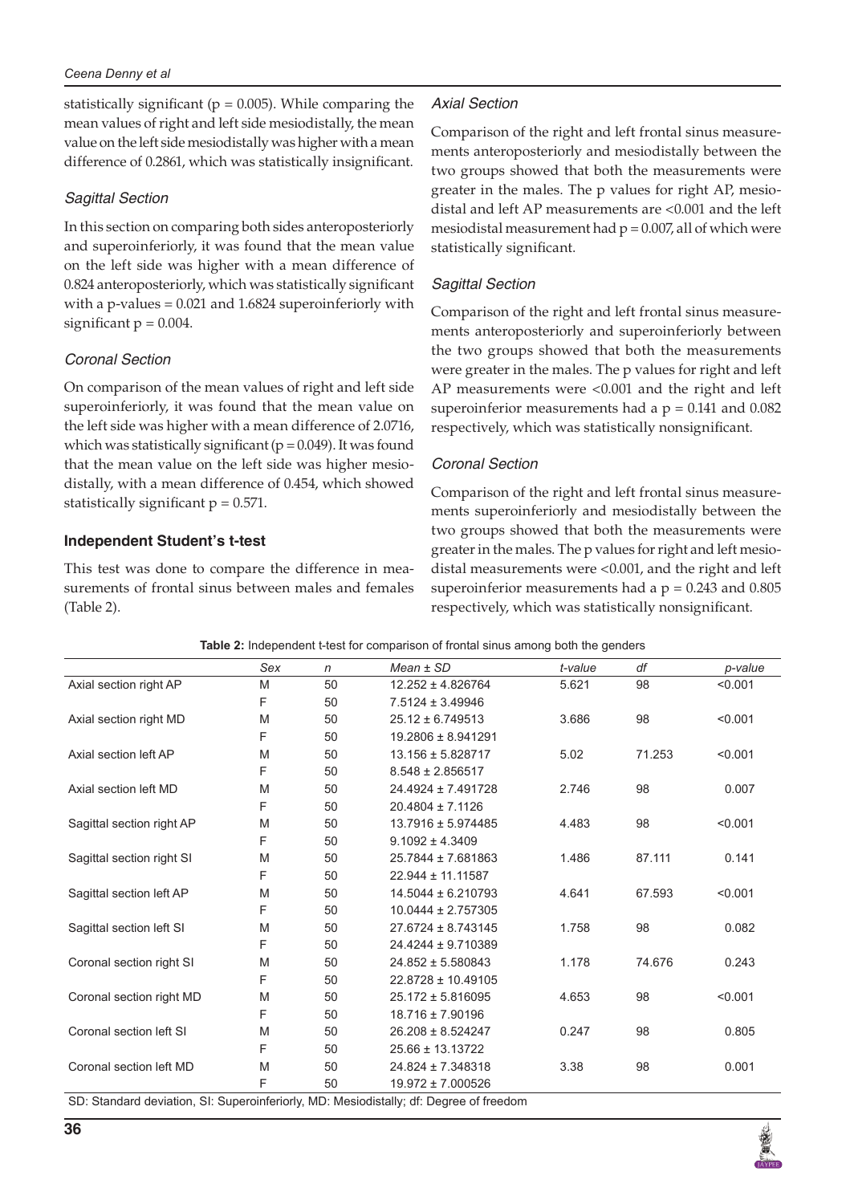statistically significant ($p = 0.005$). While comparing the mean values of right and left side mesiodistally, the mean value on the left side mesiodistally was higher with a mean difference of 0.2861, which was statistically insignificant.

### *Sagittal Section*

In this section on comparing both sides anteroposteriorly and superoinferiorly, it was found that the mean value on the left side was higher with a mean difference of 0.824 anteroposteriorly, which was statistically significant with a p-values = 0.021 and 1.6824 superoinferiorly with significant $p = 0.004$.

### *Coronal Section*

On comparison of the mean values of right and left side superoinferiorly, it was found that the mean value on the left side was higher with a mean difference of 2.0716, which was statistically significant ($p = 0.049$). It was found that the mean value on the left side was higher mesiodistally, with a mean difference of 0.454, which showed statistically significant $p = 0.571$.

## Independent Student's t-test

This test was done to compare the difference in measurements of frontal sinus between males and females (Table 2).

### *Axial Section*

Comparison of the right and left frontal sinus measurements anteroposteriorly and mesiodistally between the two groups showed that both the measurements were greater in the males. The p values for right AP, mesiodistal and left AP measurements are <0.001 and the left mesiodistal measurement had $p = 0.007$, all of which were statistically significant.

### *Sagittal Section*

Comparison of the right and left frontal sinus measurements anteroposteriorly and superoinferiorly between the two groups showed that both the measurements were greater in the males. The p values for right and left AP measurements were <0.001 and the right and left superoinferior measurements had a $p = 0.141$ and 0.082 respectively, which was statistically nonsignificant.

### *Coronal Section*

Comparison of the right and left frontal sinus measurements superoinferiorly and mesiodistally between the two groups showed that both the measurements were greater in the males. The p values for right and left mesiodistal measurements were <0.001, and the right and left superoinferior measurements had a $p = 0.243$ and 0.805 respectively, which was statistically nonsignificant.

**Table 2:** Independent t-test for comparison of frontal sinus among both the genders

| | *Sex* | *n* | *Mean ± SD* | *t-value* | *df* | *p-value* |
|---|---|---|---|---|---|---|
| Axial section right AP | M | 50 | 12.252 ± 4.826764 | 5.621 | 98 | <0.001 |
| | F | 50 | 7.5124 ± 3.49946 | | | |
| Axial section right MD | M | 50 | 25.12 ± 6.749513 | 3.686 | 98 | <0.001 |
| | F | 50 | 19.2806 ± 8.941291 | | | |
| Axial section left AP | M | 50 | 13.156 ± 5.828717 | 5.02 | 71.253 | <0.001 |
| | F | 50 | 8.548 ± 2.856517 | | | |
| Axial section left MD | M | 50 | 24.4924 ± 7.491728 | 2.746 | 98 | 0.007 |
| | F | 50 | 20.4804 ± 7.1126 | | | |
| Sagittal section right AP | M | 50 | 13.7916 ± 5.974485 | 4.483 | 98 | <0.001 |
| | F | 50 | 9.1092 ± 4.3409 | | | |
| Sagittal section right SI | M | 50 | 25.7844 ± 7.681863 | 1.486 | 87.111 | 0.141 |
| | F | 50 | 22.944 ± 11.11587 | | | |
| Sagittal section left AP | M | 50 | 14.5044 ± 6.210793 | 4.641 | 67.593 | <0.001 |
| | F | 50 | 10.0444 ± 2.757305 | | | |
| Sagittal section left SI | M | 50 | 27.6724 ± 8.743145 | 1.758 | 98 | 0.082 |
| | F | 50 | 24.4244 ± 9.710389 | | | |
| Coronal section right SI | M | 50 | 24.852 ± 5.580843 | 1.178 | 74.676 | 0.243 |
| | F | 50 | 22.8728 ± 10.49105 | | | |
| Coronal section right MD | M | 50 | 25.172 ± 5.816095 | 4.653 | 98 | <0.001 |
| | F | 50 | 18.716 ± 7.90196 | | | |
| Coronal section left SI | M | 50 | 26.208 ± 8.524247 | 0.247 | 98 | 0.805 |
| | F | 50 | 25.66 ± 13.13722 | | | |
| Coronal section left MD | M | 50 | 24.824 ± 7.348318 | 3.38 | 98 | 0.001 |
| | F | 50 | 19.972 ± 7.000526 | | | |

SD: Standard deviation, SI: Superoinferiorly, MD: Mesiodistally; df: Degree of freedom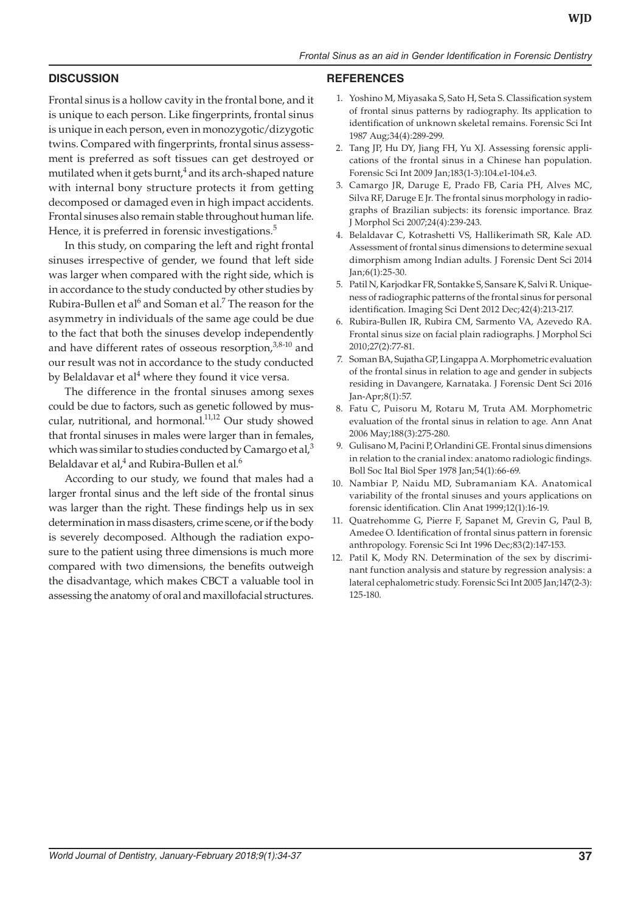## DISCUSSION

Frontal sinus is a hollow cavity in the frontal bone, and it is unique to each person. Like fingerprints, frontal sinus is unique in each person, even in monozygotic/dizygotic twins. Compared with fingerprints, frontal sinus assessment is preferred as soft tissues can get destroyed or mutilated when it gets burnt,[4] and its arch-shaped nature with internal bony structure protects it from getting decomposed or damaged even in high impact accidents. Frontal sinuses also remain stable throughout human life. Hence, it is preferred in forensic investigations.[5]

In this study, on comparing the left and right frontal sinuses irrespective of gender, we found that left side was larger when compared with the right side, which is in accordance to the study conducted by other studies by Rubira-Bullen et al[6] and Soman et al.[7] The reason for the asymmetry in individuals of the same age could be due to the fact that both the sinuses develop independently and have different rates of osseous resorption,[3,8-10] and our result was not in accordance to the study conducted by Belaldavar et al[4] where they found it vice versa.

The difference in the frontal sinuses among sexes could be due to factors, such as genetic followed by muscular, nutritional, and hormonal.[11,12] Our study showed that frontal sinuses in males were larger than in females, which was similar to studies conducted by Camargo et al,[3] Belaldavar et al,[4] and Rubira-Bullen et al.[6]

According to our study, we found that males had a larger frontal sinus and the left side of the frontal sinus was larger than the right. These findings help us in sex determination in mass disasters, crime scene, or if the body is severely decomposed. Although the radiation exposure to the patient using three dimensions is much more compared with two dimensions, the benefits outweigh the disadvantage, which makes CBCT a valuable tool in assessing the anatomy of oral and maxillofacial structures.

## REFERENCES

1. Yoshino M, Miyasaka S, Sato H, Seta S. Classification system of frontal sinus patterns by radiography. Its application to identification of unknown skeletal remains. Forensic Sci Int 1987 Aug;34(4):289-299.
2. Tang JP, Hu DY, Jiang FH, Yu XJ. Assessing forensic applications of the frontal sinus in a Chinese han population. Forensic Sci Int 2009 Jan;183(1-3):104.e1-104.e3.
3. Camargo JR, Daruge E, Prado FB, Caria PH, Alves MC, Silva RF, Daruge E Jr. The frontal sinus morphology in radiographs of Brazilian subjects: its forensic importance. Braz J Morphol Sci 2007;24(4):239-243.
4. Belaldavar C, Kotrashetti VS, Hallikerimath SR, Kale AD. Assessment of frontal sinus dimensions to determine sexual dimorphism among Indian adults. J Forensic Dent Sci 2014 Jan;6(1):25-30.
5. Patil N, Karjodkar FR, Sontakke S, Sansare K, Salvi R. Uniqueness of radiographic patterns of the frontal sinus for personal identification. Imaging Sci Dent 2012 Dec;42(4):213-217.
6. Rubira-Bullen IR, Rubira CM, Sarmento VA, Azevedo RA. Frontal sinus size on facial plain radiographs. J Morphol Sci 2010;27(2):77-81.
7. Soman BA, Sujatha GP, Lingappa A. Morphometric evaluation of the frontal sinus in relation to age and gender in subjects residing in Davangere, Karnataka. J Forensic Dent Sci 2016 Jan-Apr;8(1):57.
8. Fatu C, Puisoru M, Rotaru M, Truta AM. Morphometric evaluation of the frontal sinus in relation to age. Ann Anat 2006 May;188(3):275-280.
9. Gulisano M, Pacini P, Orlandini GE. Frontal sinus dimensions in relation to the cranial index: anatomo radiologic findings. Boll Soc Ital Biol Sper 1978 Jan;54(1):66-69.
10. Nambiar P, Naidu MD, Subramaniam KA. Anatomical variability of the frontal sinuses and yours applications on forensic identification. Clin Anat 1999;12(1):16-19.
11. Quatrehomme G, Pierre F, Sapanet M, Grevin G, Paul B, Amedee O. Identification of frontal sinus pattern in forensic anthropology. Forensic Sci Int 1996 Dec;83(2):147-153.
12. Patil K, Mody RN. Determination of the sex by discriminant function analysis and stature by regression analysis: a lateral cephalometric study. Forensic Sci Int 2005 Jan;147(2-3):125-180.